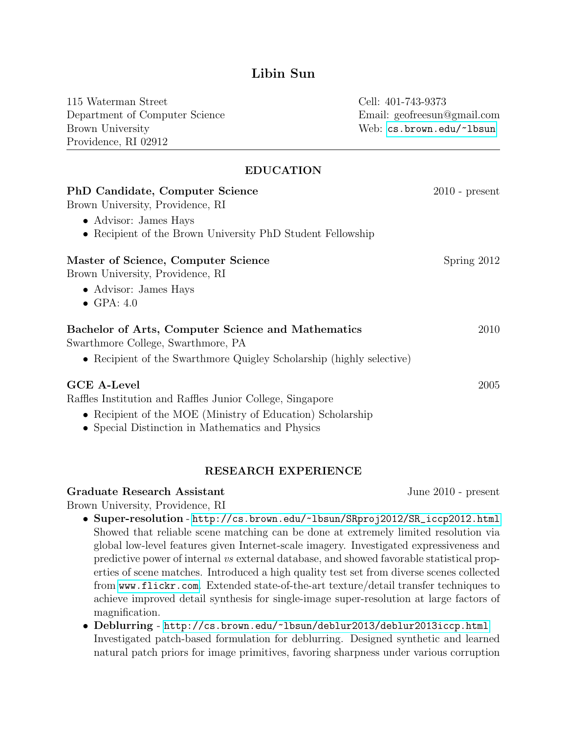# Libin Sun

115 Waterman Street
Department of Computer Science
Brown University
Providence, RI 02912

Cell: 401-743-9373
Email: geofreesun@gmail.com
Web: cs.brown.edu/~lbsun

## EDUCATION

**PhD Candidate, Computer Science** 2010 - present
Brown University, Providence, RI

- Advisor: James Hays
- Recipient of the Brown University PhD Student Fellowship

**Master of Science, Computer Science** Spring 2012
Brown University, Providence, RI

- Advisor: James Hays
- GPA: 4.0

**Bachelor of Arts, Computer Science and Mathematics** 2010
Swarthmore College, Swarthmore, PA

- Recipient of the Swarthmore Quigley Scholarship (highly selective)

**GCE A-Level** 2005
Raffles Institution and Raffles Junior College, Singapore

- Recipient of the MOE (Ministry of Education) Scholarship
- Special Distinction in Mathematics and Physics

## RESEARCH EXPERIENCE

**Graduate Research Assistant** June 2010 - present
Brown University, Providence, RI

- **Super-resolution** - http://cs.brown.edu/~lbsun/SRproj2012/SR_iccp2012.html
Showed that reliable scene matching can be done at extremely limited resolution via global low-level features given Internet-scale imagery. Investigated expressiveness and predictive power of internal *vs* external database, and showed favorable statistical properties of scene matches. Introduced a high quality test set from diverse scenes collected from www.flickr.com. Extended state-of-the-art texture/detail transfer techniques to achieve improved detail synthesis for single-image super-resolution at large factors of magnification.
- **Deblurring** - http://cs.brown.edu/~lbsun/deblur2013/deblur2013iccp.html
Investigated patch-based formulation for deblurring. Designed synthetic and learned natural patch priors for image primitives, favoring sharpness under various corruption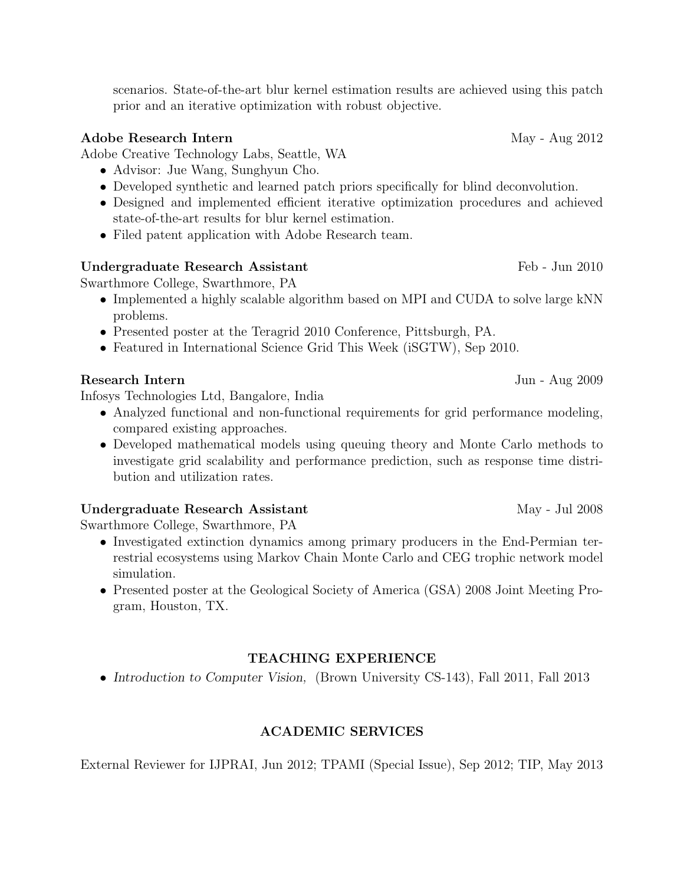scenarios. State-of-the-art blur kernel estimation results are achieved using this patch prior and an iterative optimization with robust objective.

**Adobe Research Intern** May - Aug 2012
Adobe Creative Technology Labs, Seattle, WA

- Advisor: Jue Wang, Sunghyun Cho.
- Developed synthetic and learned patch priors specifically for blind deconvolution.
- Designed and implemented efficient iterative optimization procedures and achieved state-of-the-art results for blur kernel estimation.
- Filed patent application with Adobe Research team.

**Undergraduate Research Assistant** Feb - Jun 2010
Swarthmore College, Swarthmore, PA

- Implemented a highly scalable algorithm based on MPI and CUDA to solve large kNN problems.
- Presented poster at the Teragrid 2010 Conference, Pittsburgh, PA.
- Featured in International Science Grid This Week (iSGTW), Sep 2010.

**Research Intern** Jun - Aug 2009
Infosys Technologies Ltd, Bangalore, India

- Analyzed functional and non-functional requirements for grid performance modeling, compared existing approaches.
- Developed mathematical models using queuing theory and Monte Carlo methods to investigate grid scalability and performance prediction, such as response time distribution and utilization rates.

**Undergraduate Research Assistant** May - Jul 2008
Swarthmore College, Swarthmore, PA

- Investigated extinction dynamics among primary producers in the End-Permian terrestrial ecosystems using Markov Chain Monte Carlo and CEG trophic network model simulation.
- Presented poster at the Geological Society of America (GSA) 2008 Joint Meeting Program, Houston, TX.

## TEACHING EXPERIENCE

- *Introduction to Computer Vision,* (Brown University CS-143), Fall 2011, Fall 2013

## ACADEMIC SERVICES

External Reviewer for IJPRAI, Jun 2012; TPAMI (Special Issue), Sep 2012; TIP, May 2013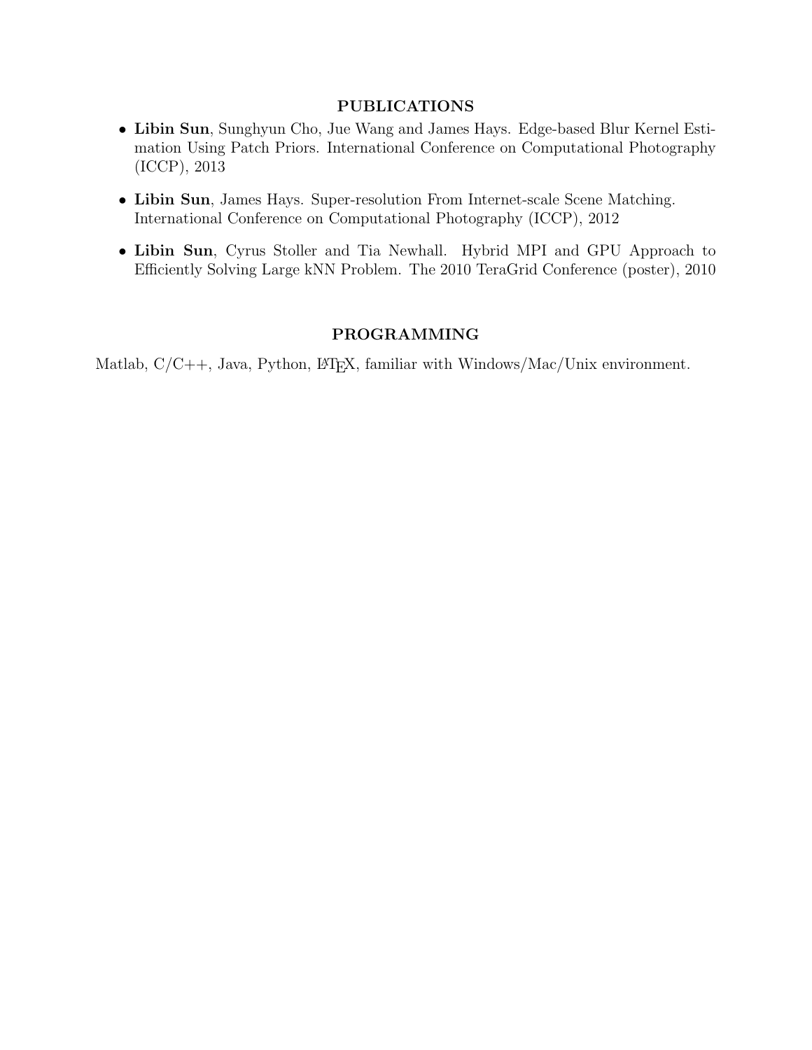## PUBLICATIONS

- **Libin Sun**, Sunghyun Cho, Jue Wang and James Hays. Edge-based Blur Kernel Estimation Using Patch Priors. International Conference on Computational Photography (ICCP), 2013
- **Libin Sun**, James Hays. Super-resolution From Internet-scale Scene Matching. International Conference on Computational Photography (ICCP), 2012
- **Libin Sun**, Cyrus Stoller and Tia Newhall. Hybrid MPI and GPU Approach to Efficiently Solving Large kNN Problem. The 2010 TeraGrid Conference (poster), 2010

## PROGRAMMING

Matlab, C/C++, Java, Python, LaTeX, familiar with Windows/Mac/Unix environment.